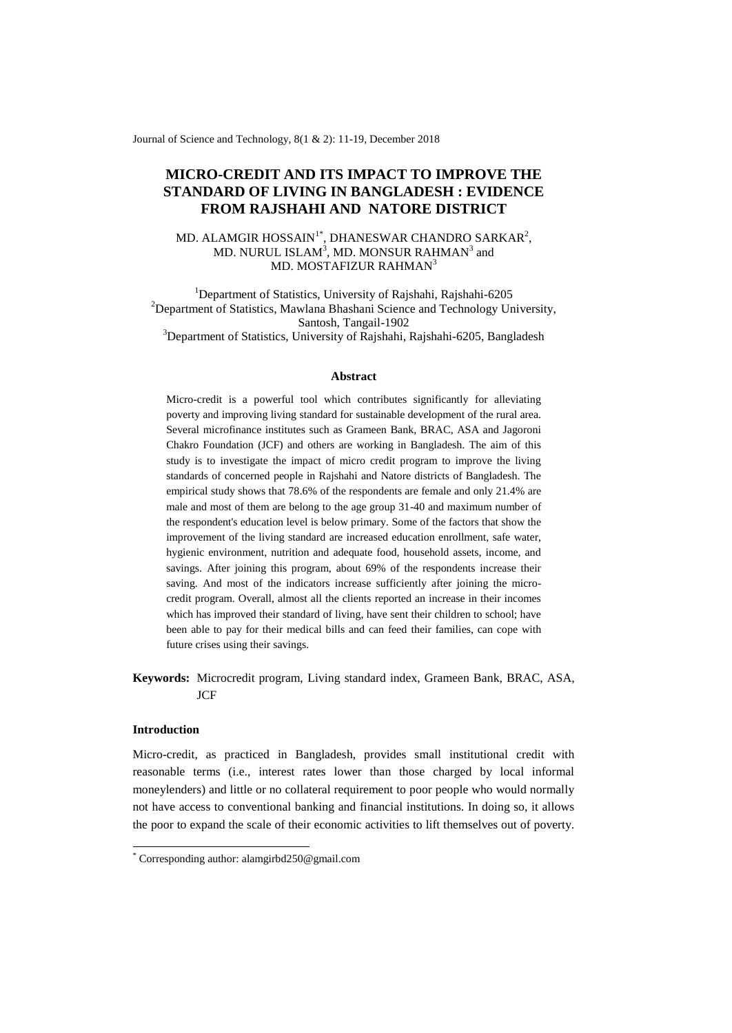# MICRO-CREDIT AND ITS IMPACT TO IMPROVE THE STANDARD OF LIVING IN BANGLADESH : EVIDENCE FROM RAJSHAHI AND NATORE DISTRICT

MD. ALAMGIR HOSSAIN[1*], DHANESWAR CHANDRO SARKAR[2], MD. NURUL ISLAM[3], MD. MONSUR RAHMAN[3] and MD. MOSTAFIZUR RAHMAN[3]

[1]Department of Statistics, University of Rajshahi, Rajshahi-6205
[2]Department of Statistics, Mawlana Bhashani Science and Technology University, Santosh, Tangail-1902
[3]Department of Statistics, University of Rajshahi, Rajshahi-6205, Bangladesh

### Abstract

Micro-credit is a powerful tool which contributes significantly for alleviating poverty and improving living standard for sustainable development of the rural area. Several microfinance institutes such as Grameen Bank, BRAC, ASA and Jagoroni Chakro Foundation (JCF) and others are working in Bangladesh. The aim of this study is to investigate the impact of micro credit program to improve the living standards of concerned people in Rajshahi and Natore districts of Bangladesh. The empirical study shows that 78.6% of the respondents are female and only 21.4% are male and most of them are belong to the age group 31-40 and maximum number of the respondent's education level is below primary. Some of the factors that show the improvement of the living standard are increased education enrollment, safe water, hygienic environment, nutrition and adequate food, household assets, income, and savings. After joining this program, about 69% of the respondents increase their saving. And most of the indicators increase sufficiently after joining the micro-credit program. Overall, almost all the clients reported an increase in their incomes which has improved their standard of living, have sent their children to school; have been able to pay for their medical bills and can feed their families, can cope with future crises using their savings.

**Keywords:** Microcredit program, Living standard index, Grameen Bank, BRAC, ASA, JCF

## Introduction

Micro-credit, as practiced in Bangladesh, provides small institutional credit with reasonable terms (i.e., interest rates lower than those charged by local informal moneylenders) and little or no collateral requirement to poor people who would normally not have access to conventional banking and financial institutions. In doing so, it allows the poor to expand the scale of their economic activities to lift themselves out of poverty.

[*] Corresponding author: alamgirbd250@gmail.com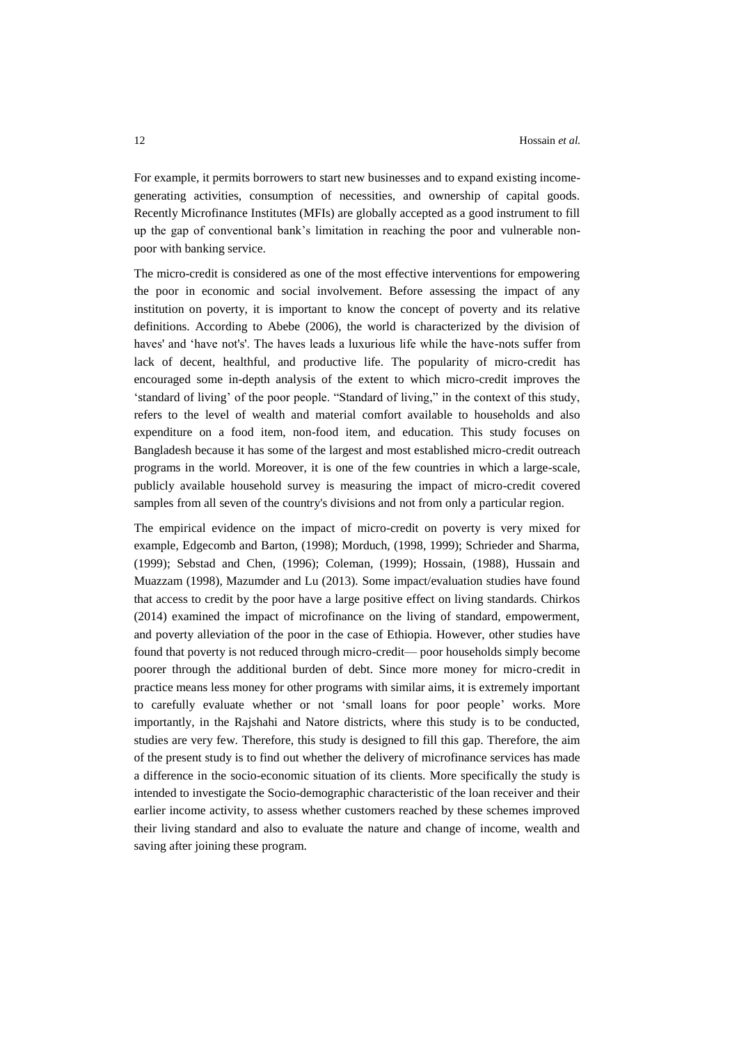For example, it permits borrowers to start new businesses and to expand existing income-generating activities, consumption of necessities, and ownership of capital goods. Recently Microfinance Institutes (MFIs) are globally accepted as a good instrument to fill up the gap of conventional bank's limitation in reaching the poor and vulnerable non-poor with banking service.

The micro-credit is considered as one of the most effective interventions for empowering the poor in economic and social involvement. Before assessing the impact of any institution on poverty, it is important to know the concept of poverty and its relative definitions. According to Abebe (2006), the world is characterized by the division of haves' and 'have not's'. The haves leads a luxurious life while the have-nots suffer from lack of decent, healthful, and productive life. The popularity of micro-credit has encouraged some in-depth analysis of the extent to which micro-credit improves the 'standard of living' of the poor people. "Standard of living," in the context of this study, refers to the level of wealth and material comfort available to households and also expenditure on a food item, non-food item, and education. This study focuses on Bangladesh because it has some of the largest and most established micro-credit outreach programs in the world. Moreover, it is one of the few countries in which a large-scale, publicly available household survey is measuring the impact of micro-credit covered samples from all seven of the country's divisions and not from only a particular region.

The empirical evidence on the impact of micro-credit on poverty is very mixed for example, Edgecomb and Barton, (1998); Morduch, (1998, 1999); Schrieder and Sharma, (1999); Sebstad and Chen, (1996); Coleman, (1999); Hossain, (1988), Hussain and Muazzam (1998), Mazumder and Lu (2013). Some impact/evaluation studies have found that access to credit by the poor have a large positive effect on living standards. Chirkos (2014) examined the impact of microfinance on the living of standard, empowerment, and poverty alleviation of the poor in the case of Ethiopia. However, other studies have found that poverty is not reduced through micro-credit— poor households simply become poorer through the additional burden of debt. Since more money for micro-credit in practice means less money for other programs with similar aims, it is extremely important to carefully evaluate whether or not 'small loans for poor people' works. More importantly, in the Rajshahi and Natore districts, where this study is to be conducted, studies are very few. Therefore, this study is designed to fill this gap. Therefore, the aim of the present study is to find out whether the delivery of microfinance services has made a difference in the socio-economic situation of its clients. More specifically the study is intended to investigate the Socio-demographic characteristic of the loan receiver and their earlier income activity, to assess whether customers reached by these schemes improved their living standard and also to evaluate the nature and change of income, wealth and saving after joining these program.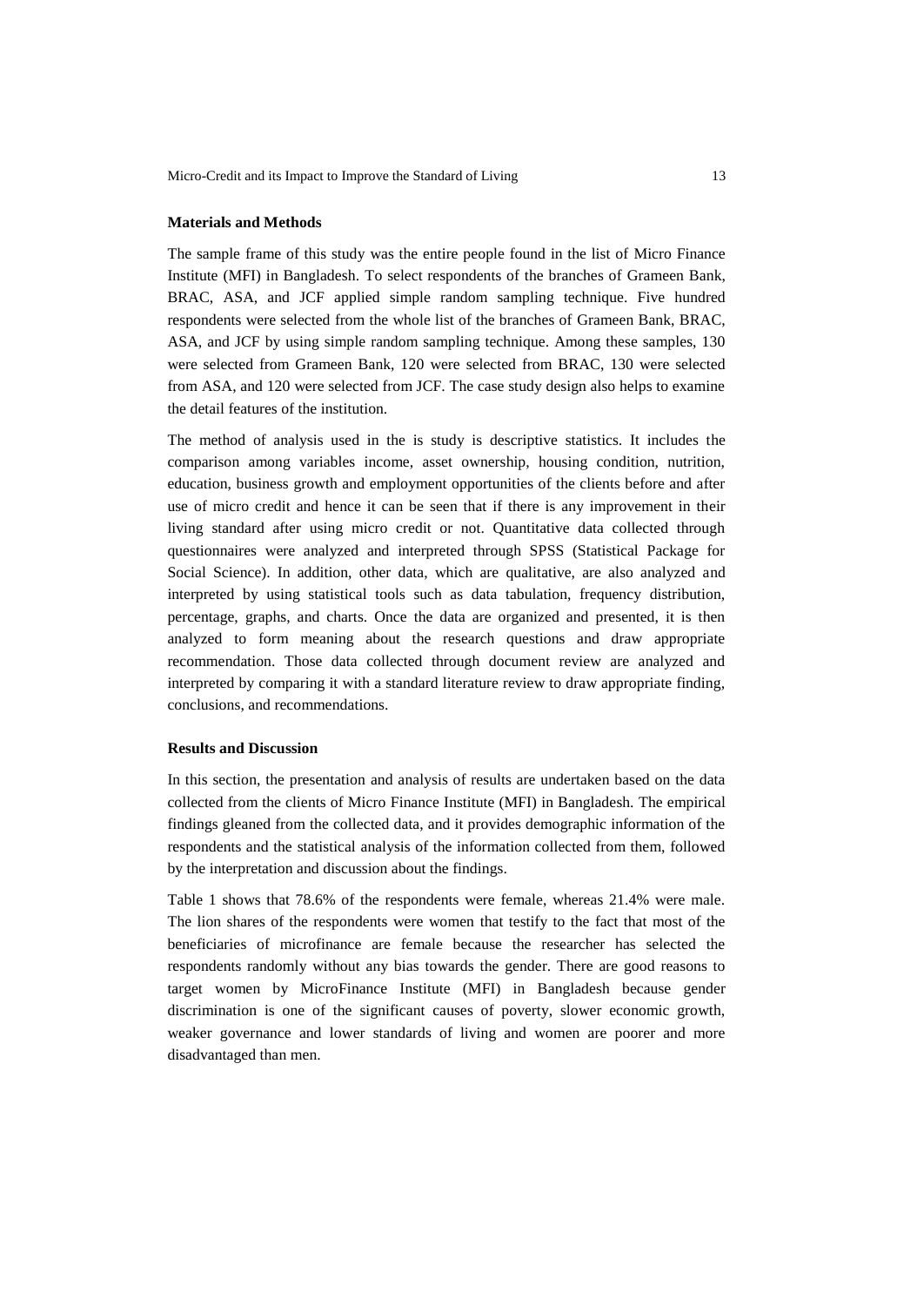**Materials and Methods**

The sample frame of this study was the entire people found in the list of Micro Finance Institute (MFI) in Bangladesh. To select respondents of the branches of Grameen Bank, BRAC, ASA, and JCF applied simple random sampling technique. Five hundred respondents were selected from the whole list of the branches of Grameen Bank, BRAC, ASA, and JCF by using simple random sampling technique. Among these samples, 130 were selected from Grameen Bank, 120 were selected from BRAC, 130 were selected from ASA, and 120 were selected from JCF. The case study design also helps to examine the detail features of the institution.

The method of analysis used in the is study is descriptive statistics. It includes the comparison among variables income, asset ownership, housing condition, nutrition, education, business growth and employment opportunities of the clients before and after use of micro credit and hence it can be seen that if there is any improvement in their living standard after using micro credit or not. Quantitative data collected through questionnaires were analyzed and interpreted through SPSS (Statistical Package for Social Science). In addition, other data, which are qualitative, are also analyzed and interpreted by using statistical tools such as data tabulation, frequency distribution, percentage, graphs, and charts. Once the data are organized and presented, it is then analyzed to form meaning about the research questions and draw appropriate recommendation. Those data collected through document review are analyzed and interpreted by comparing it with a standard literature review to draw appropriate finding, conclusions, and recommendations.

**Results and Discussion**

In this section, the presentation and analysis of results are undertaken based on the data collected from the clients of Micro Finance Institute (MFI) in Bangladesh. The empirical findings gleaned from the collected data, and it provides demographic information of the respondents and the statistical analysis of the information collected from them, followed by the interpretation and discussion about the findings.

Table 1 shows that 78.6% of the respondents were female, whereas 21.4% were male. The lion shares of the respondents were women that testify to the fact that most of the beneficiaries of microfinance are female because the researcher has selected the respondents randomly without any bias towards the gender. There are good reasons to target women by MicroFinance Institute (MFI) in Bangladesh because gender discrimination is one of the significant causes of poverty, slower economic growth, weaker governance and lower standards of living and women are poorer and more disadvantaged than men.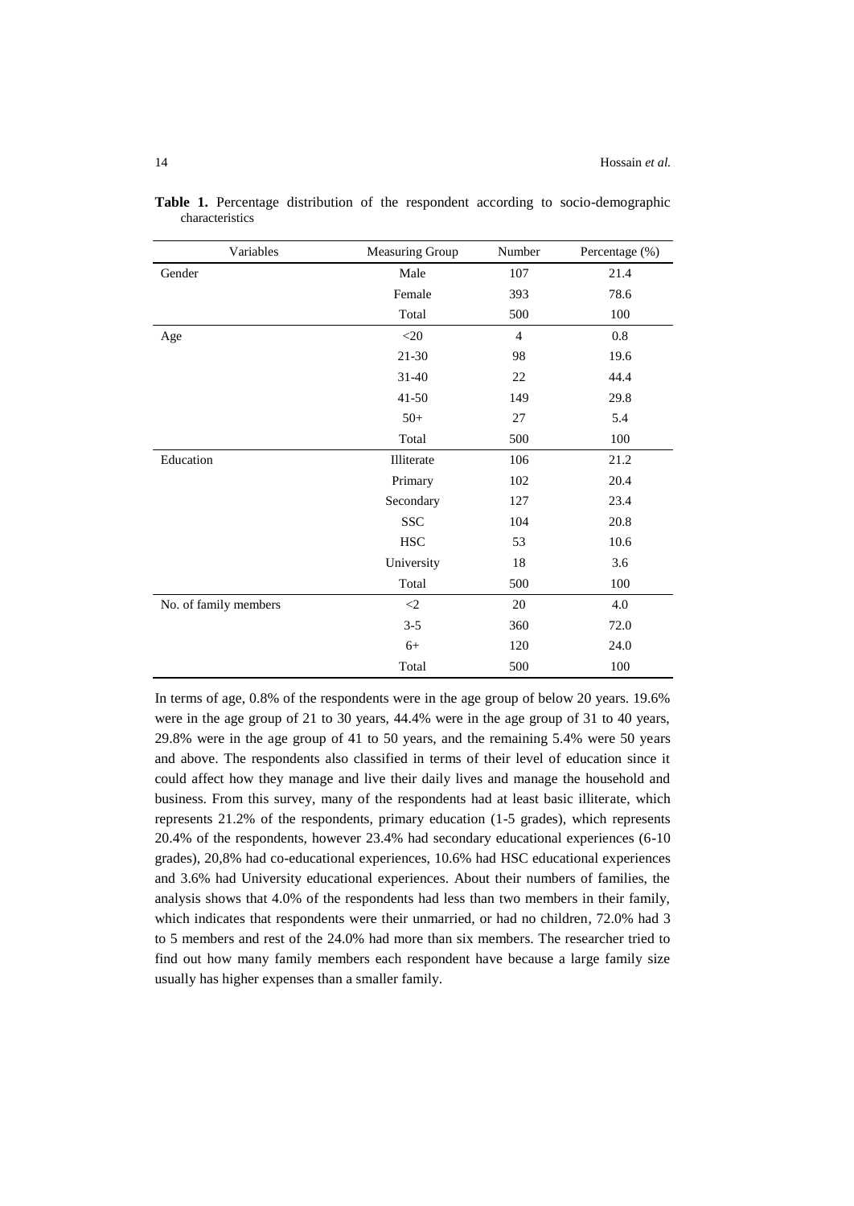**Table 1.** Percentage distribution of the respondent according to socio-demographic characteristics

| Variables | Measuring Group | Number | Percentage (%) |
|---|---|---|---|
| Gender | Male | 107 | 21.4 |
| | Female | 393 | 78.6 |
| | Total | 500 | 100 |
| Age | <20 | 4 | 0.8 |
| | 21-30 | 98 | 19.6 |
| | 31-40 | 22 | 44.4 |
| | 41-50 | 149 | 29.8 |
| | 50+ | 27 | 5.4 |
| | Total | 500 | 100 |
| Education | Illiterate | 106 | 21.2 |
| | Primary | 102 | 20.4 |
| | Secondary | 127 | 23.4 |
| | SSC | 104 | 20.8 |
| | HSC | 53 | 10.6 |
| | University | 18 | 3.6 |
| | Total | 500 | 100 |
| No. of family members | <2 | 20 | 4.0 |
| | 3-5 | 360 | 72.0 |
| | 6+ | 120 | 24.0 |
| | Total | 500 | 100 |

In terms of age, 0.8% of the respondents were in the age group of below 20 years. 19.6% were in the age group of 21 to 30 years, 44.4% were in the age group of 31 to 40 years, 29.8% were in the age group of 41 to 50 years, and the remaining 5.4% were 50 years and above. The respondents also classified in terms of their level of education since it could affect how they manage and live their daily lives and manage the household and business. From this survey, many of the respondents had at least basic illiterate, which represents 21.2% of the respondents, primary education (1-5 grades), which represents 20.4% of the respondents, however 23.4% had secondary educational experiences (6-10 grades), 20,8% had co-educational experiences, 10.6% had HSC educational experiences and 3.6% had University educational experiences. About their numbers of families, the analysis shows that 4.0% of the respondents had less than two members in their family, which indicates that respondents were their unmarried, or had no children, 72.0% had 3 to 5 members and rest of the 24.0% had more than six members. The researcher tried to find out how many family members each respondent have because a large family size usually has higher expenses than a smaller family.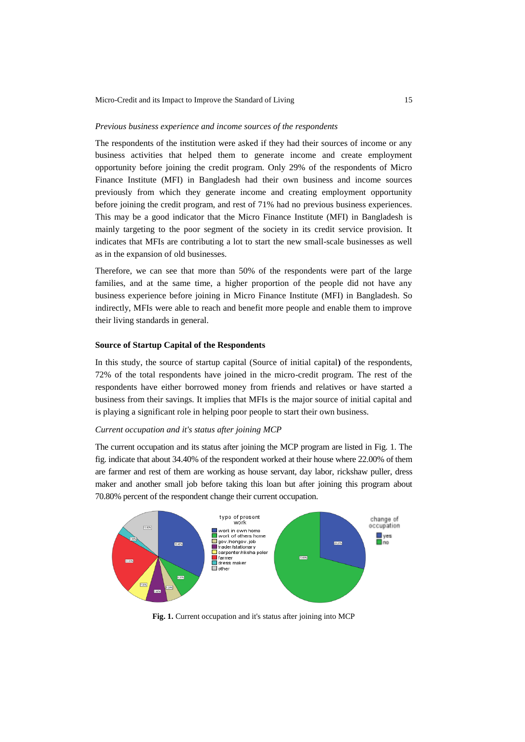*Previous business experience and income sources of the respondents*

The respondents of the institution were asked if they had their sources of income or any business activities that helped them to generate income and create employment opportunity before joining the credit program. Only 29% of the respondents of Micro Finance Institute (MFI) in Bangladesh had their own business and income sources previously from which they generate income and creating employment opportunity before joining the credit program, and rest of 71% had no previous business experiences. This may be a good indicator that the Micro Finance Institute (MFI) in Bangladesh is mainly targeting to the poor segment of the society in its credit service provision. It indicates that MFIs are contributing a lot to start the new small-scale businesses as well as in the expansion of old businesses.

Therefore, we can see that more than 50% of the respondents were part of the large families, and at the same time, a higher proportion of the people did not have any business experience before joining in Micro Finance Institute (MFI) in Bangladesh. So indirectly, MFIs were able to reach and benefit more people and enable them to improve their living standards in general.

### Source of Startup Capital of the Respondents

In this study, the source of startup capital (Source of initial capital**)** of the respondents, 72% of the total respondents have joined in the micro-credit program. The rest of the respondents have either borrowed money from friends and relatives or have started a business from their savings. It implies that MFIs is the major source of initial capital and is playing a significant role in helping poor people to start their own business.

*Current occupation and it's status after joining MCP*

The current occupation and its status after joining the MCP program are listed in Fig. 1. The fig. indicate that about 34.40% of the respondent worked at their house where 22.00% of them are farmer and rest of them are working as house servant, day labor, rickshaw puller, dress maker and another small job before taking this loan but after joining this program about 70.80% percent of the respondent change their current occupation.

**Fig. 1.** Current occupation and it's status after joining into MCP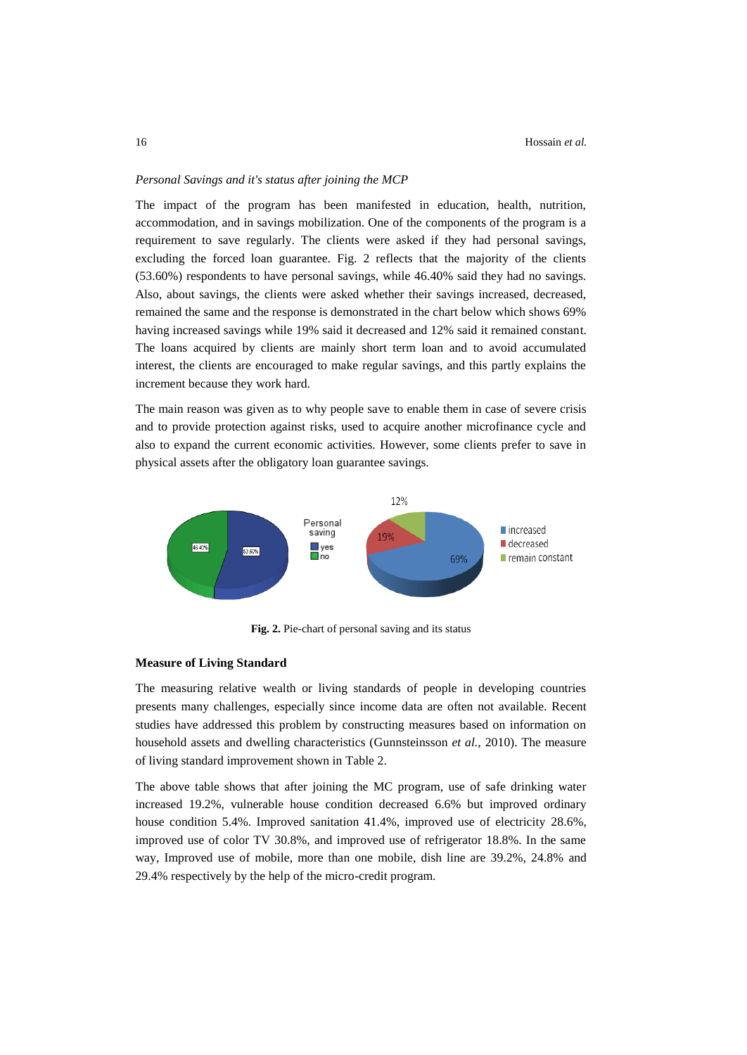*Personal Savings and it's status after joining the MCP*

The impact of the program has been manifested in education, health, nutrition, accommodation, and in savings mobilization. One of the components of the program is a requirement to save regularly. The clients were asked if they had personal savings, excluding the forced loan guarantee. Fig. 2 reflects that the majority of the clients (53.60%) respondents to have personal savings, while 46.40% said they had no savings. Also, about savings, the clients were asked whether their savings increased, decreased, remained the same and the response is demonstrated in the chart below which shows 69% having increased savings while 19% said it decreased and 12% said it remained constant. The loans acquired by clients are mainly short term loan and to avoid accumulated interest, the clients are encouraged to make regular savings, and this partly explains the increment because they work hard.

The main reason was given as to why people save to enable them in case of severe crisis and to provide protection against risks, used to acquire another microfinance cycle and also to expand the current economic activities. However, some clients prefer to save in physical assets after the obligatory loan guarantee savings.

**Fig. 2.** Pie-chart of personal saving and its status

**Measure of Living Standard**

The measuring relative wealth or living standards of people in developing countries presents many challenges, especially since income data are often not available. Recent studies have addressed this problem by constructing measures based on information on household assets and dwelling characteristics (Gunnsteinsson *et al.*, 2010). The measure of living standard improvement shown in Table 2.

The above table shows that after joining the MC program, use of safe drinking water increased 19.2%, vulnerable house condition decreased 6.6% but improved ordinary house condition 5.4%. Improved sanitation 41.4%, improved use of electricity 28.6%, improved use of color TV 30.8%, and improved use of refrigerator 18.8%. In the same way, Improved use of mobile, more than one mobile, dish line are 39.2%, 24.8% and 29.4% respectively by the help of the micro-credit program.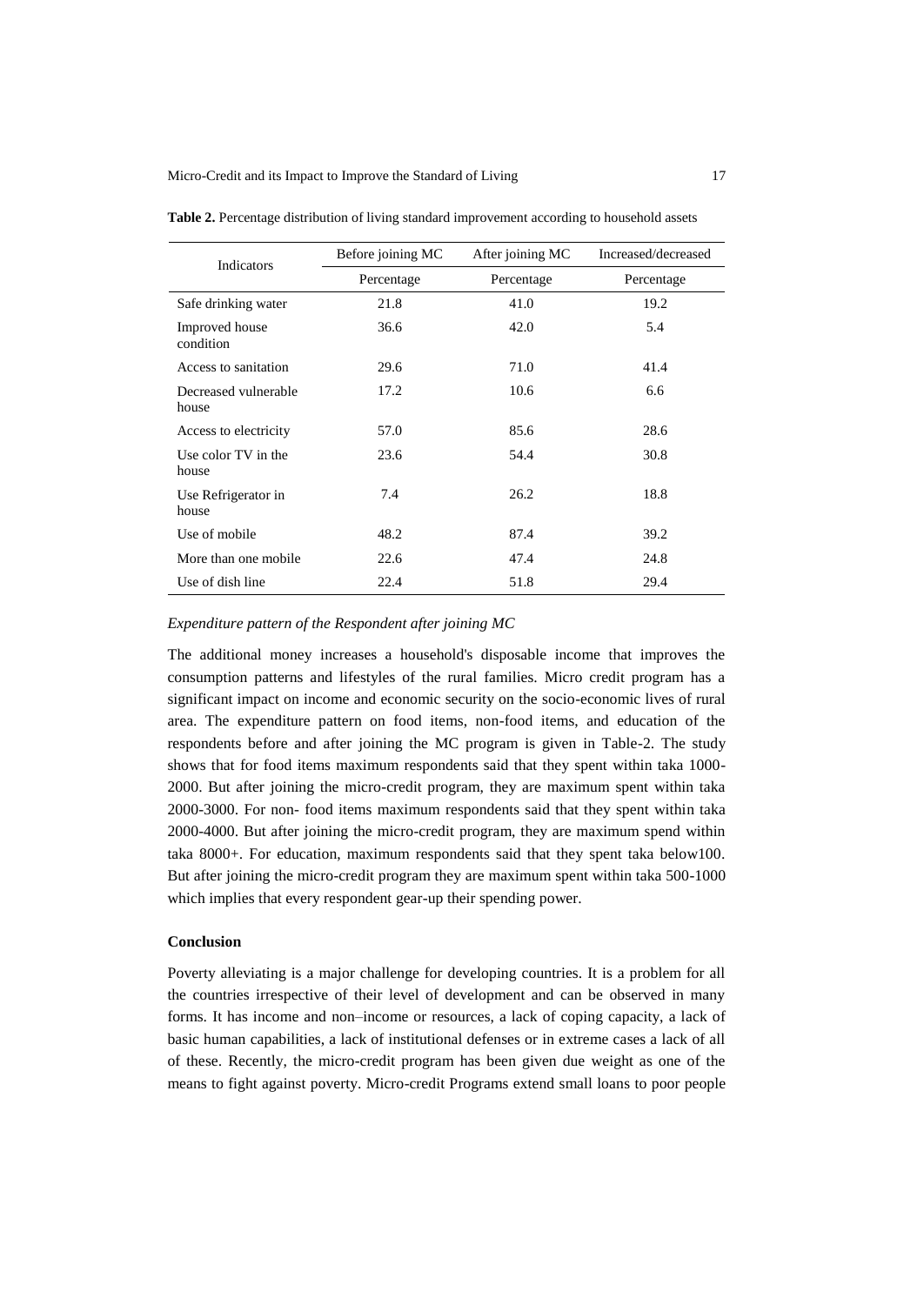**Table 2.** Percentage distribution of living standard improvement according to household assets

| Indicators | Before joining MC | After joining MC | Increased/decreased |
|---|---|---|---|
| | Percentage | Percentage | Percentage |
| Safe drinking water | 21.8 | 41.0 | 19.2 |
| Improved house condition | 36.6 | 42.0 | 5.4 |
| Access to sanitation | 29.6 | 71.0 | 41.4 |
| Decreased vulnerable house | 17.2 | 10.6 | 6.6 |
| Access to electricity | 57.0 | 85.6 | 28.6 |
| Use color TV in the house | 23.6 | 54.4 | 30.8 |
| Use Refrigerator in house | 7.4 | 26.2 | 18.8 |
| Use of mobile | 48.2 | 87.4 | 39.2 |
| More than one mobile | 22.6 | 47.4 | 24.8 |
| Use of dish line | 22.4 | 51.8 | 29.4 |

*Expenditure pattern of the Respondent after joining MC*

The additional money increases a household's disposable income that improves the consumption patterns and lifestyles of the rural families. Micro credit program has a significant impact on income and economic security on the socio-economic lives of rural area. The expenditure pattern on food items, non-food items, and education of the respondents before and after joining the MC program is given in Table-2. The study shows that for food items maximum respondents said that they spent within taka 1000-2000. But after joining the micro-credit program, they are maximum spent within taka 2000-3000. For non- food items maximum respondents said that they spent within taka 2000-4000. But after joining the micro-credit program, they are maximum spend within taka 8000+. For education, maximum respondents said that they spent taka below100. But after joining the micro-credit program they are maximum spent within taka 500-1000 which implies that every respondent gear-up their spending power.

**Conclusion**

Poverty alleviating is a major challenge for developing countries. It is a problem for all the countries irrespective of their level of development and can be observed in many forms. It has income and non–income or resources, a lack of coping capacity, a lack of basic human capabilities, a lack of institutional defenses or in extreme cases a lack of all of these. Recently, the micro-credit program has been given due weight as one of the means to fight against poverty. Micro-credit Programs extend small loans to poor people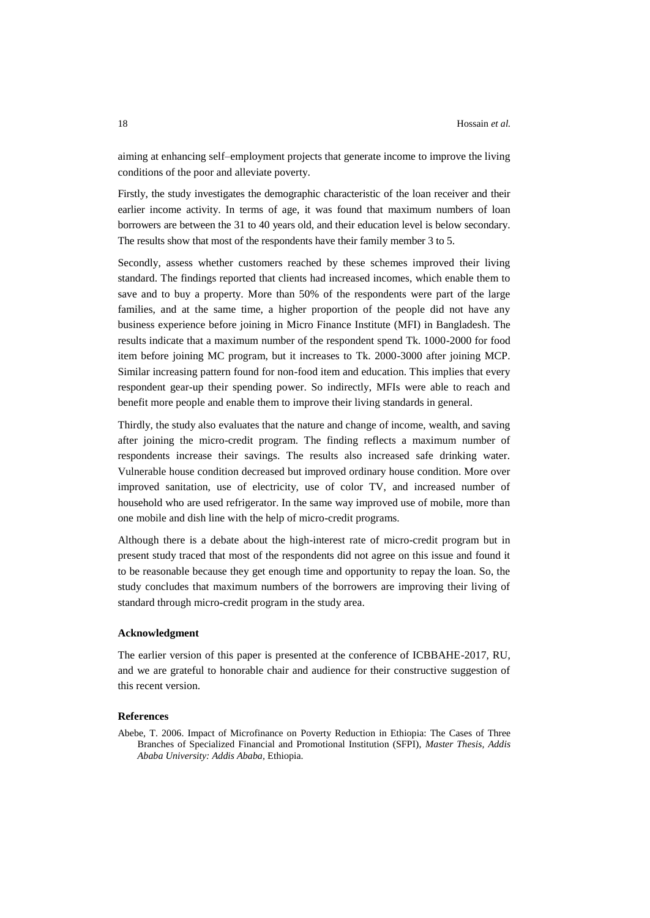aiming at enhancing self–employment projects that generate income to improve the living conditions of the poor and alleviate poverty.

Firstly, the study investigates the demographic characteristic of the loan receiver and their earlier income activity. In terms of age, it was found that maximum numbers of loan borrowers are between the 31 to 40 years old, and their education level is below secondary. The results show that most of the respondents have their family member 3 to 5.

Secondly, assess whether customers reached by these schemes improved their living standard. The findings reported that clients had increased incomes, which enable them to save and to buy a property. More than 50% of the respondents were part of the large families, and at the same time, a higher proportion of the people did not have any business experience before joining in Micro Finance Institute (MFI) in Bangladesh. The results indicate that a maximum number of the respondent spend Tk. 1000-2000 for food item before joining MC program, but it increases to Tk. 2000-3000 after joining MCP. Similar increasing pattern found for non-food item and education. This implies that every respondent gear-up their spending power. So indirectly, MFIs were able to reach and benefit more people and enable them to improve their living standards in general.

Thirdly, the study also evaluates that the nature and change of income, wealth, and saving after joining the micro-credit program. The finding reflects a maximum number of respondents increase their savings. The results also increased safe drinking water. Vulnerable house condition decreased but improved ordinary house condition. More over improved sanitation, use of electricity, use of color TV, and increased number of household who are used refrigerator. In the same way improved use of mobile, more than one mobile and dish line with the help of micro-credit programs.

Although there is a debate about the high-interest rate of micro-credit program but in present study traced that most of the respondents did not agree on this issue and found it to be reasonable because they get enough time and opportunity to repay the loan. So, the study concludes that maximum numbers of the borrowers are improving their living of standard through micro-credit program in the study area.

### Acknowledgment

The earlier version of this paper is presented at the conference of ICBBAHE-2017, RU, and we are grateful to honorable chair and audience for their constructive suggestion of this recent version.

### References

Abebe, T. 2006. Impact of Microfinance on Poverty Reduction in Ethiopia: The Cases of Three Branches of Specialized Financial and Promotional Institution (SFPI), *Master Thesis, Addis Ababa University: Addis Ababa*, Ethiopia.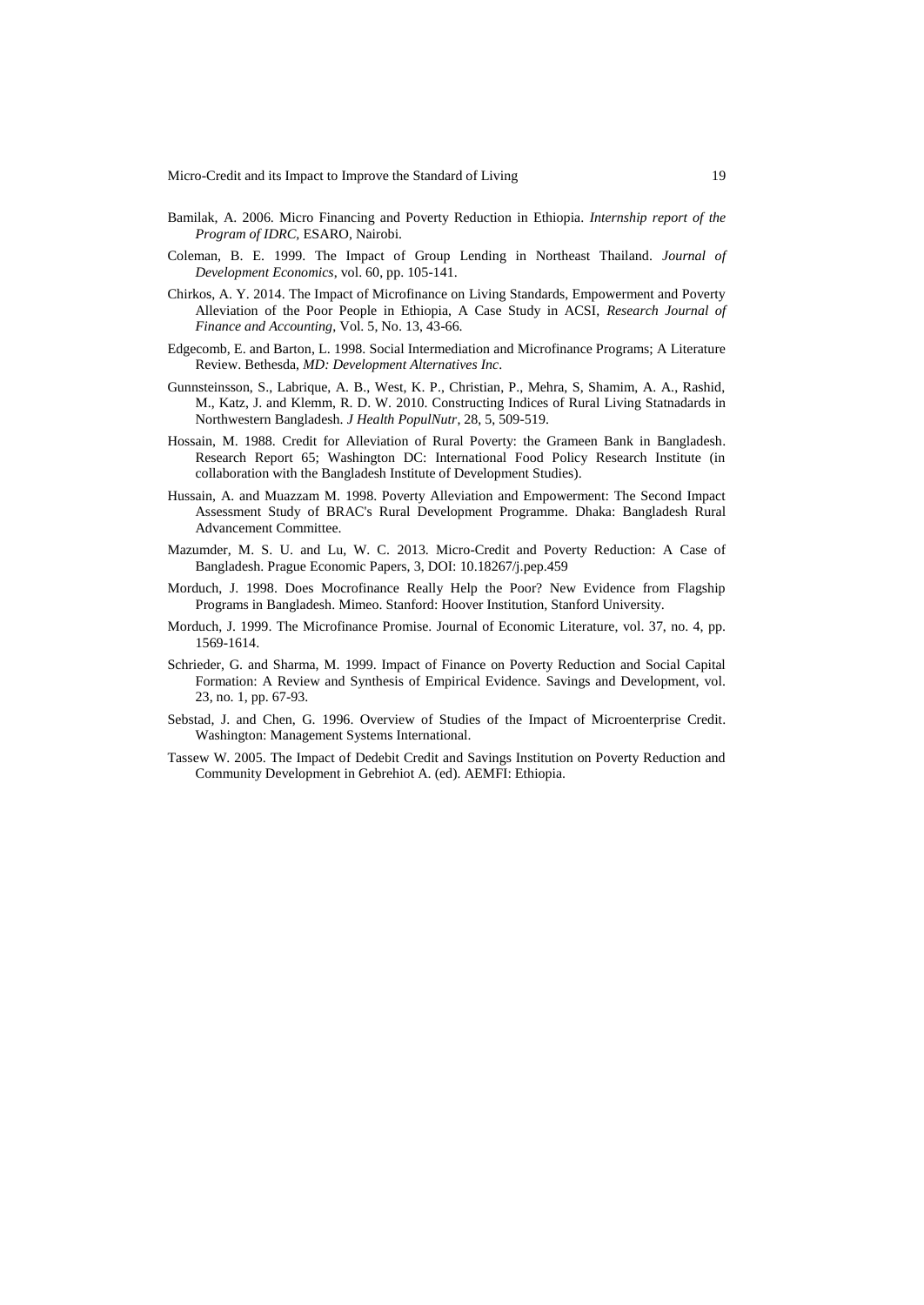Bamilak, A. 2006. Micro Financing and Poverty Reduction in Ethiopia. *Internship report of the Program of IDRC*, ESARO, Nairobi.

Coleman, B. E. 1999. The Impact of Group Lending in Northeast Thailand. *Journal of Development Economics*, vol. 60, pp. 105-141.

Chirkos, A. Y. 2014. The Impact of Microfinance on Living Standards, Empowerment and Poverty Alleviation of the Poor People in Ethiopia, A Case Study in ACSI, *Research Journal of Finance and Accounting*, Vol. 5, No. 13, 43-66.

Edgecomb, E. and Barton, L. 1998. Social Intermediation and Microfinance Programs; A Literature Review. Bethesda, *MD: Development Alternatives Inc*.

Gunnsteinsson, S., Labrique, A. B., West, K. P., Christian, P., Mehra, S, Shamim, A. A., Rashid, M., Katz, J. and Klemm, R. D. W. 2010. Constructing Indices of Rural Living Statnadards in Northwestern Bangladesh. *J Health PopulNutr*, 28, 5, 509-519.

Hossain, M. 1988. Credit for Alleviation of Rural Poverty: the Grameen Bank in Bangladesh. Research Report 65; Washington DC: International Food Policy Research Institute (in collaboration with the Bangladesh Institute of Development Studies).

Hussain, A. and Muazzam M. 1998. Poverty Alleviation and Empowerment: The Second Impact Assessment Study of BRAC's Rural Development Programme. Dhaka: Bangladesh Rural Advancement Committee.

Mazumder, M. S. U. and Lu, W. C. 2013. Micro-Credit and Poverty Reduction: A Case of Bangladesh. Prague Economic Papers, 3, DOI: 10.18267/j.pep.459

Morduch, J. 1998. Does Mocrofinance Really Help the Poor? New Evidence from Flagship Programs in Bangladesh. Mimeo. Stanford: Hoover Institution, Stanford University.

Morduch, J. 1999. The Microfinance Promise. Journal of Economic Literature, vol. 37, no. 4, pp. 1569-1614.

Schrieder, G. and Sharma, M. 1999. Impact of Finance on Poverty Reduction and Social Capital Formation: A Review and Synthesis of Empirical Evidence. Savings and Development, vol. 23, no. 1, pp. 67-93.

Sebstad, J. and Chen, G. 1996. Overview of Studies of the Impact of Microenterprise Credit. Washington: Management Systems International.

Tassew W. 2005. The Impact of Dedebit Credit and Savings Institution on Poverty Reduction and Community Development in Gebrehiot A. (ed). AEMFI: Ethiopia.